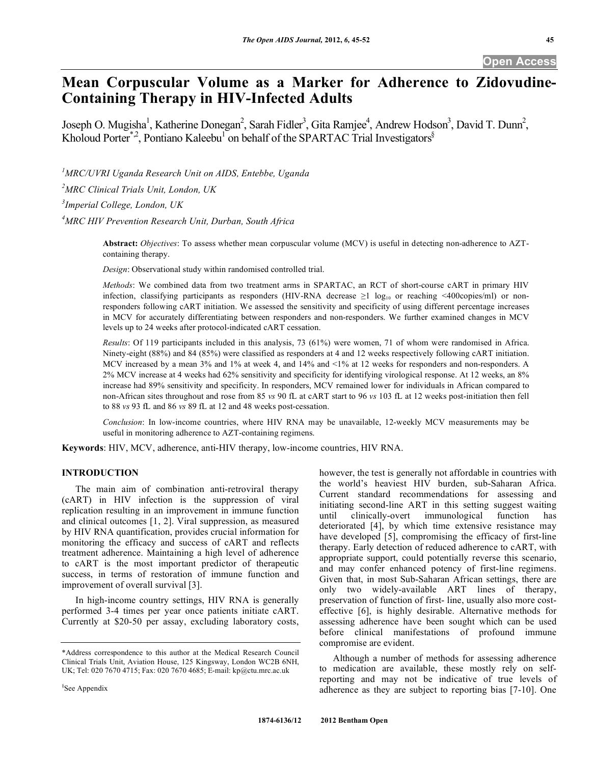Open Access

# Mean Corpuscular Volume as a Marker for Adherence to Zidovudine-Containing Therapy in HIV-Infected Adults

Joseph O. Mugisha[1], Katherine Donegan[2], Sarah Fidler[3], Gita Ramjee[4], Andrew Hodson[3], David T. Dunn[2], Kholoud Porter*[2], Pontiano Kaleebu[1] on behalf of the SPARTAC Trial Investigators[§]

[1]*MRC/UVRI Uganda Research Unit on AIDS, Entebbe, Uganda*

[2]*MRC Clinical Trials Unit, London, UK*

[3]*Imperial College, London, UK*

[4]*MRC HIV Prevention Research Unit, Durban, South Africa*

**Abstract:** *Objectives*: To assess whether mean corpuscular volume (MCV) is useful in detecting non-adherence to AZT-containing therapy.

*Design*: Observational study within randomised controlled trial.

*Methods*: We combined data from two treatment arms in SPARTAC, an RCT of short-course cART in primary HIV infection, classifying participants as responders (HIV-RNA decrease ≥1 $\log_{10}$ or reaching <400copies/ml) or non-responders following cART initiation. We assessed the sensitivity and specificity of using different percentage increases in MCV for accurately differentiating between responders and non-responders. We further examined changes in MCV levels up to 24 weeks after protocol-indicated cART cessation.

*Results*: Of 119 participants included in this analysis, 73 (61%) were women, 71 of whom were randomised in Africa. Ninety-eight (88%) and 84 (85%) were classified as responders at 4 and 12 weeks respectively following cART initiation. MCV increased by a mean 3% and 1% at week 4, and 14% and <1% at 12 weeks for responders and non-responders. A 2% MCV increase at 4 weeks had 62% sensitivity and specificity for identifying virological response. At 12 weeks, an 8% increase had 89% sensitivity and specificity. In responders, MCV remained lower for individuals in African compared to non-African sites throughout and rose from 85 *vs* 90 fL at cART start to 96 *vs* 103 fL at 12 weeks post-initiation then fell to 88 *vs* 93 fL and 86 *vs* 89 fL at 12 and 48 weeks post-cessation.

*Conclusion*: In low-income countries, where HIV RNA may be unavailable, 12-weekly MCV measurements may be useful in monitoring adherence to AZT-containing regimens.

**Keywords**: HIV, MCV, adherence, anti-HIV therapy, low-income countries, HIV RNA.

## INTRODUCTION

The main aim of combination anti-retroviral therapy (cART) in HIV infection is the suppression of viral replication resulting in an improvement in immune function and clinical outcomes [1, 2]. Viral suppression, as measured by HIV RNA quantification, provides crucial information for monitoring the efficacy and success of cART and reflects treatment adherence. Maintaining a high level of adherence to cART is the most important predictor of therapeutic success, in terms of restoration of immune function and improvement of overall survival [3].

In high-income country settings, HIV RNA is generally performed 3-4 times per year once patients initiate cART. Currently at $20-50 per assay, excluding laboratory costs, however, the test is generally not affordable in countries with the world's heaviest HIV burden, sub-Saharan Africa. Current standard recommendations for assessing and initiating second-line ART in this setting suggest waiting until clinically-overt immunological function has deteriorated [4], by which time extensive resistance may have developed [5], compromising the efficacy of first-line therapy. Early detection of reduced adherence to cART, with appropriate support, could potentially reverse this scenario, and may confer enhanced potency of first-line regimens. Given that, in most Sub-Saharan African settings, there are only two widely-available ART lines of therapy, preservation of function of first- line, usually also more cost-effective [6], is highly desirable. Alternative methods for assessing adherence have been sought which can be used before clinical manifestations of profound immune compromise are evident.

Although a number of methods for assessing adherence to medication are available, these mostly rely on self-reporting and may not be indicative of true levels of adherence as they are subject to reporting bias [7-10]. One

*Address correspondence to this author at the Medical Research Council Clinical Trials Unit, Aviation House, 125 Kingsway, London WC2B 6NH, UK; Tel: 020 7670 4715; Fax: 020 7670 4685; E-mail: kp@ctu.mrc.ac.uk

§See Appendix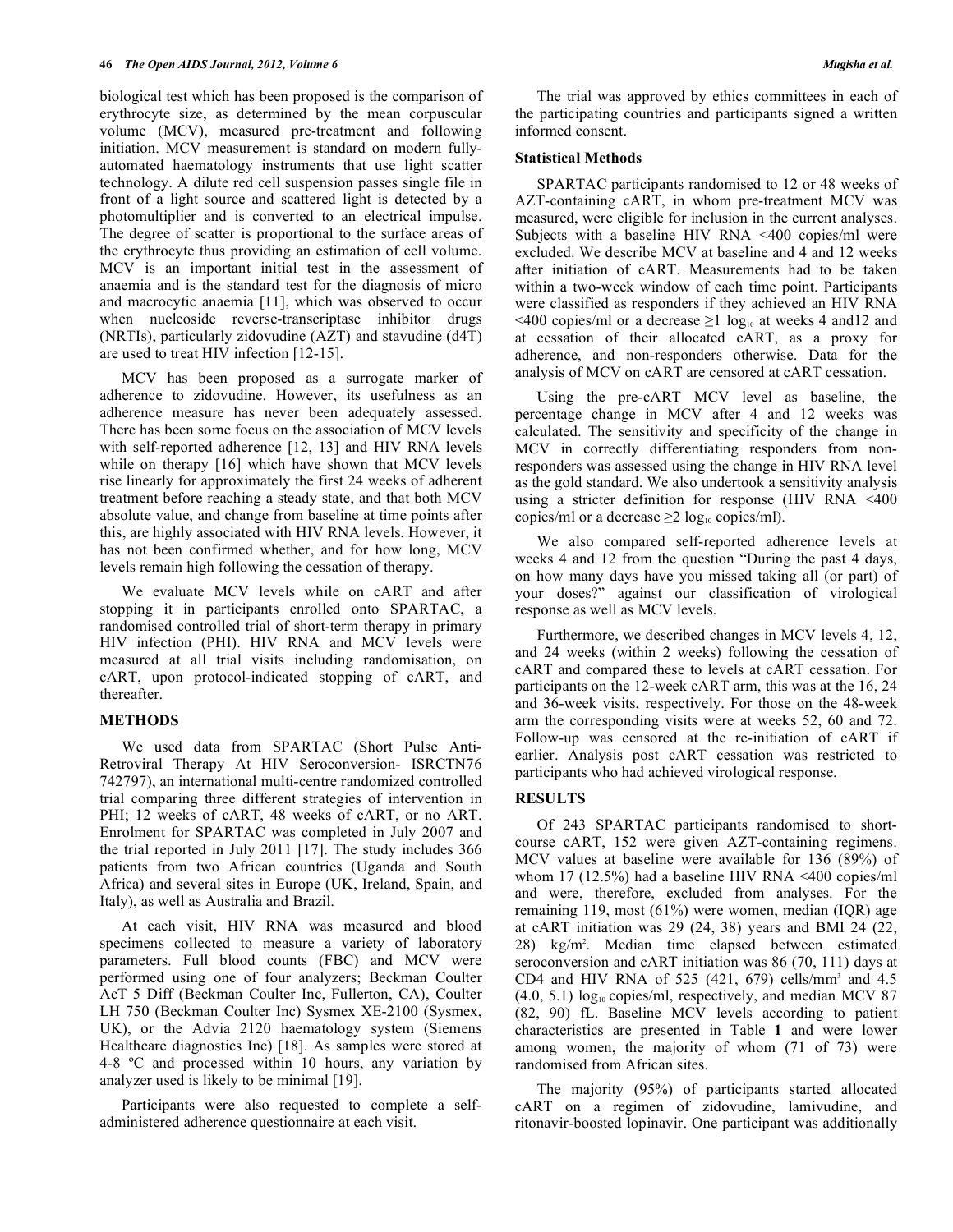biological test which has been proposed is the comparison of erythrocyte size, as determined by the mean corpuscular volume (MCV), measured pre-treatment and following initiation. MCV measurement is standard on modern fully-automated haematology instruments that use light scatter technology. A dilute red cell suspension passes single file in front of a light source and scattered light is detected by a photomultiplier and is converted to an electrical impulse. The degree of scatter is proportional to the surface areas of the erythrocyte thus providing an estimation of cell volume. MCV is an important initial test in the assessment of anaemia and is the standard test for the diagnosis of micro and macrocytic anaemia [11], which was observed to occur when nucleoside reverse-transcriptase inhibitor drugs (NRTIs), particularly zidovudine (AZT) and stavudine (d4T) are used to treat HIV infection [12-15].

MCV has been proposed as a surrogate marker of adherence to zidovudine. However, its usefulness as an adherence measure has never been adequately assessed. There has been some focus on the association of MCV levels with self-reported adherence [12, 13] and HIV RNA levels while on therapy [16] which have shown that MCV levels rise linearly for approximately the first 24 weeks of adherent treatment before reaching a steady state, and that both MCV absolute value, and change from baseline at time points after this, are highly associated with HIV RNA levels. However, it has not been confirmed whether, and for how long, MCV levels remain high following the cessation of therapy.

We evaluate MCV levels while on cART and after stopping it in participants enrolled onto SPARTAC, a randomised controlled trial of short-term therapy in primary HIV infection (PHI). HIV RNA and MCV levels were measured at all trial visits including randomisation, on cART, upon protocol-indicated stopping of cART, and thereafter.

## METHODS

We used data from SPARTAC (Short Pulse Anti-Retroviral Therapy At HIV Seroconversion- ISRCTN76 742797), an international multi-centre randomized controlled trial comparing three different strategies of intervention in PHI; 12 weeks of cART, 48 weeks of cART, or no ART. Enrolment for SPARTAC was completed in July 2007 and the trial reported in July 2011 [17]. The study includes 366 patients from two African countries (Uganda and South Africa) and several sites in Europe (UK, Ireland, Spain, and Italy), as well as Australia and Brazil.

At each visit, HIV RNA was measured and blood specimens collected to measure a variety of laboratory parameters. Full blood counts (FBC) and MCV were performed using one of four analyzers; Beckman Coulter AcT 5 Diff (Beckman Coulter Inc, Fullerton, CA), Coulter LH 750 (Beckman Coulter Inc) Sysmex XE-2100 (Sysmex, UK), or the Advia 2120 haematology system (Siemens Healthcare diagnostics Inc) [18]. As samples were stored at 4-8 ºC and processed within 10 hours, any variation by analyzer used is likely to be minimal [19].

Participants were also requested to complete a self-administered adherence questionnaire at each visit.

The trial was approved by ethics committees in each of the participating countries and participants signed a written informed consent.

### Statistical Methods

SPARTAC participants randomised to 12 or 48 weeks of AZT-containing cART, in whom pre-treatment MCV was measured, were eligible for inclusion in the current analyses. Subjects with a baseline HIV RNA <400 copies/ml were excluded. We describe MCV at baseline and 4 and 12 weeks after initiation of cART. Measurements had to be taken within a two-week window of each time point. Participants were classified as responders if they achieved an HIV RNA <400 copies/ml or a decrease $\geq 1 \log_{10}$ at weeks 4 and12 and at cessation of their allocated cART, as a proxy for adherence, and non-responders otherwise. Data for the analysis of MCV on cART are censored at cART cessation.

Using the pre-cART MCV level as baseline, the percentage change in MCV after 4 and 12 weeks was calculated. The sensitivity and specificity of the change in MCV in correctly differentiating responders from non-responders was assessed using the change in HIV RNA level as the gold standard. We also undertook a sensitivity analysis using a stricter definition for response (HIV RNA <400 copies/ml or a decrease $\geq 2 \log_{10}$ copies/ml).

We also compared self-reported adherence levels at weeks 4 and 12 from the question "During the past 4 days, on how many days have you missed taking all (or part) of your doses?" against our classification of virological response as well as MCV levels.

Furthermore, we described changes in MCV levels 4, 12, and 24 weeks (within 2 weeks) following the cessation of cART and compared these to levels at cART cessation. For participants on the 12-week cART arm, this was at the 16, 24 and 36-week visits, respectively. For those on the 48-week arm the corresponding visits were at weeks 52, 60 and 72. Follow-up was censored at the re-initiation of cART if earlier. Analysis post cART cessation was restricted to participants who had achieved virological response.

## RESULTS

Of 243 SPARTAC participants randomised to short-course cART, 152 were given AZT-containing regimens. MCV values at baseline were available for 136 (89%) of whom 17 (12.5%) had a baseline HIV RNA <400 copies/ml and were, therefore, excluded from analyses. For the remaining 119, most (61%) were women, median (IQR) age at cART initiation was 29 (24, 38) years and BMI 24 (22, 28) kg/m$^2$. Median time elapsed between estimated seroconversion and cART initiation was 86 (70, 111) days at CD4 and HIV RNA of 525 (421, 679) cells/mm$^3$ and 4.5 (4.0, 5.1) $\log_{10}$ copies/ml, respectively, and median MCV 87 (82, 90) fL. Baseline MCV levels according to patient characteristics are presented in Table **1** and were lower among women, the majority of whom (71 of 73) were randomised from African sites.

The majority (95%) of participants started allocated cART on a regimen of zidovudine, lamivudine, and ritonavir-boosted lopinavir. One participant was additionally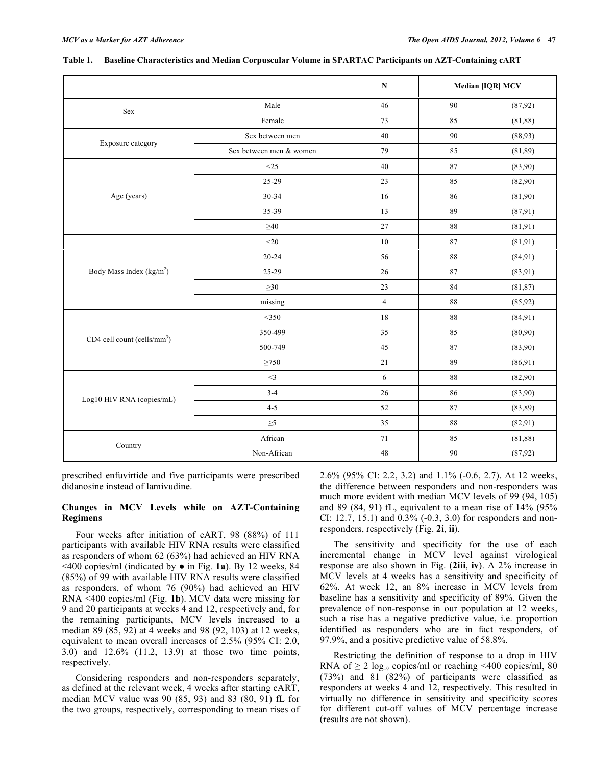**Table 1. Baseline Characteristics and Median Corpuscular Volume in SPARTAC Participants on AZT-Containing cART**

| | | N | Median [IQR] MCV | |
|---|---|---|---|---|
| Sex | Male | 46 | 90 | (87,92) |
| | Female | 73 | 85 | (81,88) |
| Exposure category | Sex between men | 40 | 90 | (88,93) |
| | Sex between men & women | 79 | 85 | (81,89) |
| Age (years) | <25 | 40 | 87 | (83,90) |
| | 25-29 | 23 | 85 | (82,90) |
| | 30-34 | 16 | 86 | (81,90) |
| | 35-39 | 13 | 89 | (87,91) |
| | ≥40 | 27 | 88 | (81,91) |
| Body Mass Index (kg/m$^2$) | <20 | 10 | 87 | (81,91) |
| | 20-24 | 56 | 88 | (84,91) |
| | 25-29 | 26 | 87 | (83,91) |
| | ≥30 | 23 | 84 | (81,87) |
| | missing | 4 | 88 | (85,92) |
| CD4 cell count (cells/mm$^3$) | <350 | 18 | 88 | (84,91) |
| | 350-499 | 35 | 85 | (80,90) |
| | 500-749 | 45 | 87 | (83,90) |
| | ≥750 | 21 | 89 | (86,91) |
| Log10 HIV RNA (copies/mL) | <3 | 6 | 88 | (82,90) |
| | 3-4 | 26 | 86 | (83,90) |
| | 4-5 | 52 | 87 | (83,89) |
| | ≥5 | 35 | 88 | (82,91) |
| Country | African | 71 | 85 | (81,88) |
| | Non-African | 48 | 90 | (87,92) |

prescribed enfuvirtide and five participants were prescribed didanosine instead of lamivudine.

### Changes in MCV Levels while on AZT-Containing Regimens

Four weeks after initiation of cART, 98 (88%) of 111 participants with available HIV RNA results were classified as responders of whom 62 (63%) had achieved an HIV RNA <400 copies/ml (indicated by ● in Fig. **1a**). By 12 weeks, 84 (85%) of 99 with available HIV RNA results were classified as responders, of whom 76 (90%) had achieved an HIV RNA <400 copies/ml (Fig. **1b**). MCV data were missing for 9 and 20 participants at weeks 4 and 12, respectively and, for the remaining participants, MCV levels increased to a median 89 (85, 92) at 4 weeks and 98 (92, 103) at 12 weeks, equivalent to mean overall increases of 2.5% (95% CI: 2.0, 3.0) and 12.6% (11.2, 13.9) at those two time points, respectively.

Considering responders and non-responders separately, as defined at the relevant week, 4 weeks after starting cART, median MCV value was 90 (85, 93) and 83 (80, 91) fL for the two groups, respectively, corresponding to mean rises of 2.6% (95% CI: 2.2, 3.2) and 1.1% (-0.6, 2.7). At 12 weeks, the difference between responders and non-responders was much more evident with median MCV levels of 99 (94, 105) and 89 (84, 91) fL, equivalent to a mean rise of 14% (95% CI: 12.7, 15.1) and 0.3% (-0.3, 3.0) for responders and non-responders, respectively (Fig. **2i**, **ii**).

The sensitivity and specificity for the use of each incremental change in MCV level against virological response are also shown in Fig. (**2iii**, **iv**). A 2% increase in MCV levels at 4 weeks has a sensitivity and specificity of 62%. At week 12, an 8% increase in MCV levels from baseline has a sensitivity and specificity of 89%. Given the prevalence of non-response in our population at 12 weeks, such a rise has a negative predictive value, i.e. proportion identified as responders who are in fact responders, of 97.9%, and a positive predictive value of 58.8%.

Restricting the definition of response to a drop in HIV RNA of ≥ 2 $\log_{10}$ copies/ml or reaching <400 copies/ml, 80 (73%) and 81 (82%) of participants were classified as responders at weeks 4 and 12, respectively. This resulted in virtually no difference in sensitivity and specificity scores for different cut-off values of MCV percentage increase (results are not shown).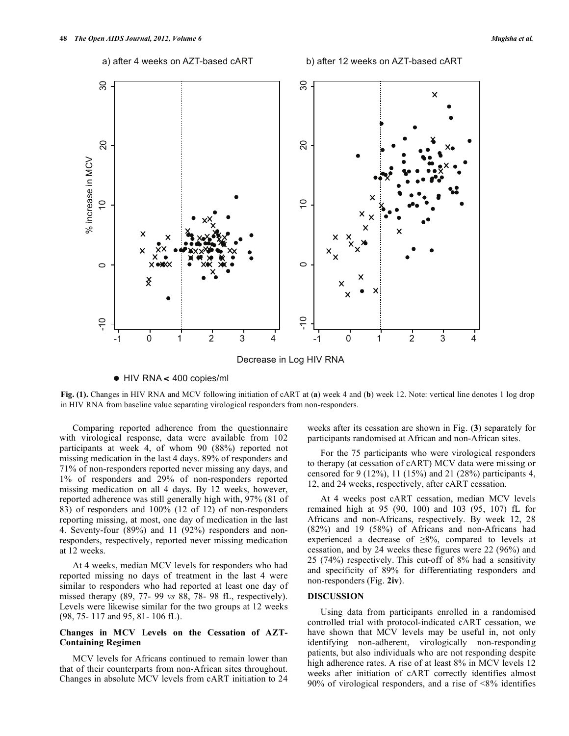**Fig. (1).** Changes in HIV RNA and MCV following initiation of cART at (**a**) week 4 and (**b**) week 12. Note: vertical line denotes 1 log drop in HIV RNA from baseline value separating virological responders from non-responders.

Comparing reported adherence from the questionnaire with virological response, data were available from 102 participants at week 4, of whom 90 (88%) reported not missing medication in the last 4 days. 89% of responders and 71% of non-responders reported never missing any days, and 1% of responders and 29% of non-responders reported missing medication on all 4 days. By 12 weeks, however, reported adherence was still generally high with, 97% (81 of 83) of responders and 100% (12 of 12) of non-responders reporting missing, at most, one day of medication in the last 4. Seventy-four (89%) and 11 (92%) responders and non-responders, respectively, reported never missing medication at 12 weeks.

At 4 weeks, median MCV levels for responders who had reported missing no days of treatment in the last 4 were similar to responders who had reported at least one day of missed therapy (89, 77- 99 *vs* 88, 78- 98 fL, respectively). Levels were likewise similar for the two groups at 12 weeks (98, 75- 117 and 95, 81- 106 fL).

### Changes in MCV Levels on the Cessation of AZT-Containing Regimen

MCV levels for Africans continued to remain lower than that of their counterparts from non-African sites throughout. Changes in absolute MCV levels from cART initiation to 24 weeks after its cessation are shown in Fig. (**3**) separately for participants randomised at African and non-African sites.

For the 75 participants who were virological responders to therapy (at cessation of cART) MCV data were missing or censored for 9 (12%), 11 (15%) and 21 (28%) participants 4, 12, and 24 weeks, respectively, after cART cessation.

At 4 weeks post cART cessation, median MCV levels remained high at 95 (90, 100) and 103 (95, 107) fL for Africans and non-Africans, respectively. By week 12, 28 (82%) and 19 (58%) of Africans and non-Africans had experienced a decrease of ≥8%, compared to levels at cessation, and by 24 weeks these figures were 22 (96%) and 25 (74%) respectively. This cut-off of 8% had a sensitivity and specificity of 89% for differentiating responders and non-responders (Fig. **2iv**).

## DISCUSSION

Using data from participants enrolled in a randomised controlled trial with protocol-indicated cART cessation, we have shown that MCV levels may be useful in, not only identifying non-adherent, virologically non-responding patients, but also individuals who are not responding despite high adherence rates. A rise of at least 8% in MCV levels 12 weeks after initiation of cART correctly identifies almost 90% of virological responders, and a rise of <8% identifies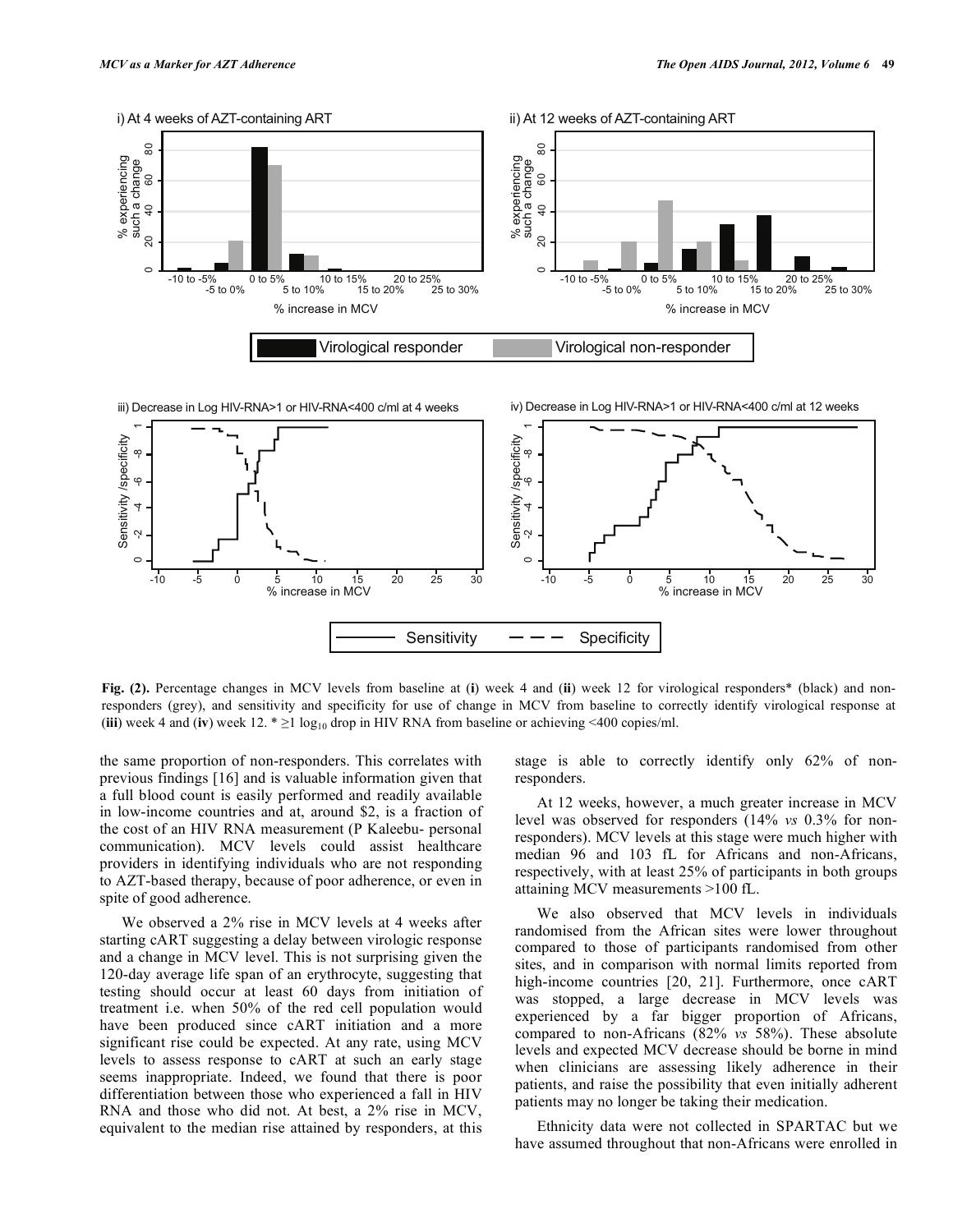**Fig. (2).** Percentage changes in MCV levels from baseline at (**i**) week 4 and (**ii**) week 12 for virological responders* (black) and non-responders (grey), and sensitivity and specificity for use of change in MCV from baseline to correctly identify virological response at (**iii**) week 4 and (**iv**) week 12. * $\geq$1 $\log_{10}$ drop in HIV RNA from baseline or achieving <400 copies/ml.

the same proportion of non-responders. This correlates with previous findings [16] and is valuable information given that a full blood count is easily performed and readily available in low-income countries and at, around $2, is a fraction of the cost of an HIV RNA measurement (P Kaleebu- personal communication). MCV levels could assist healthcare providers in identifying individuals who are not responding to AZT-based therapy, because of poor adherence, or even in spite of good adherence.

We observed a 2% rise in MCV levels at 4 weeks after starting cART suggesting a delay between virologic response and a change in MCV level. This is not surprising given the 120-day average life span of an erythrocyte, suggesting that testing should occur at least 60 days from initiation of treatment i.e. when 50% of the red cell population would have been produced since cART initiation and a more significant rise could be expected. At any rate, using MCV levels to assess response to cART at such an early stage seems inappropriate. Indeed, we found that there is poor differentiation between those who experienced a fall in HIV RNA and those who did not. At best, a 2% rise in MCV, equivalent to the median rise attained by responders, at this stage is able to correctly identify only 62% of non-responders.

At 12 weeks, however, a much greater increase in MCV level was observed for responders (14% *vs* 0.3% for non-responders). MCV levels at this stage were much higher with median 96 and 103 fL for Africans and non-Africans, respectively, with at least 25% of participants in both groups attaining MCV measurements >100 fL.

We also observed that MCV levels in individuals randomised from the African sites were lower throughout compared to those of participants randomised from other sites, and in comparison with normal limits reported from high-income countries [20, 21]. Furthermore, once cART was stopped, a large decrease in MCV levels was experienced by a far bigger proportion of Africans, compared to non-Africans (82% *vs* 58%). These absolute levels and expected MCV decrease should be borne in mind when clinicians are assessing likely adherence in their patients, and raise the possibility that even initially adherent patients may no longer be taking their medication.

Ethnicity data were not collected in SPARTAC but we have assumed throughout that non-Africans were enrolled in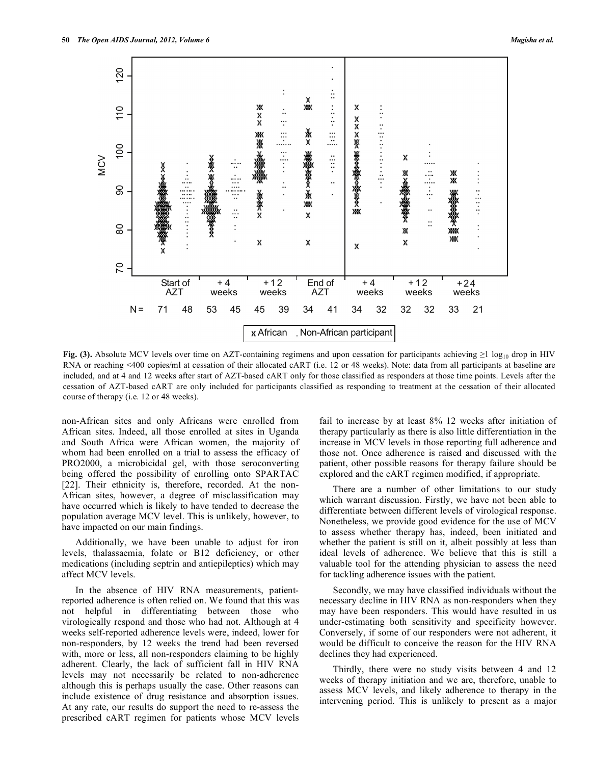**Fig. (3).** Absolute MCV levels over time on AZT-containing regimens and upon cessation for participants achieving $\geq 1$ $\log_{10}$ drop in HIV RNA or reaching <400 copies/ml at cessation of their allocated cART (i.e. 12 or 48 weeks). Note: data from all participants at baseline are included, and at 4 and 12 weeks after start of AZT-based cART only for those classified as responders at those time points. Levels after the cessation of AZT-based cART are only included for participants classified as responding to treatment at the cessation of their allocated course of therapy (i.e. 12 or 48 weeks).

non-African sites and only Africans were enrolled from African sites. Indeed, all those enrolled at sites in Uganda and South Africa were African women, the majority of whom had been enrolled on a trial to assess the efficacy of PRO2000, a microbicidal gel, with those seroconverting being offered the possibility of enrolling onto SPARTAC [22]. Their ethnicity is, therefore, recorded. At the non-African sites, however, a degree of misclassification may have occurred which is likely to have tended to decrease the population average MCV level. This is unlikely, however, to have impacted on our main findings.

Additionally, we have been unable to adjust for iron levels, thalassaemia, folate or B12 deficiency, or other medications (including septrin and antiepileptics) which may affect MCV levels.

In the absence of HIV RNA measurements, patient-reported adherence is often relied on. We found that this was not helpful in differentiating between those who virologically respond and those who had not. Although at 4 weeks self-reported adherence levels were, indeed, lower for non-responders, by 12 weeks the trend had been reversed with, more or less, all non-responders claiming to be highly adherent. Clearly, the lack of sufficient fall in HIV RNA levels may not necessarily be related to non-adherence although this is perhaps usually the case. Other reasons can include existence of drug resistance and absorption issues. At any rate, our results do support the need to re-assess the prescribed cART regimen for patients whose MCV levels fail to increase by at least 8% 12 weeks after initiation of therapy particularly as there is also little differentiation in the increase in MCV levels in those reporting full adherence and those not. Once adherence is raised and discussed with the patient, other possible reasons for therapy failure should be explored and the cART regimen modified, if appropriate.

There are a number of other limitations to our study which warrant discussion. Firstly, we have not been able to differentiate between different levels of virological response. Nonetheless, we provide good evidence for the use of MCV to assess whether therapy has, indeed, been initiated and whether the patient is still on it, albeit possibly at less than ideal levels of adherence. We believe that this is still a valuable tool for the attending physician to assess the need for tackling adherence issues with the patient.

Secondly, we may have classified individuals without the necessary decline in HIV RNA as non-responders when they may have been responders. This would have resulted in us under-estimating both sensitivity and specificity however. Conversely, if some of our responders were not adherent, it would be difficult to conceive the reason for the HIV RNA declines they had experienced.

Thirdly, there were no study visits between 4 and 12 weeks of therapy initiation and we are, therefore, unable to assess MCV levels, and likely adherence to therapy in the intervening period. This is unlikely to present as a major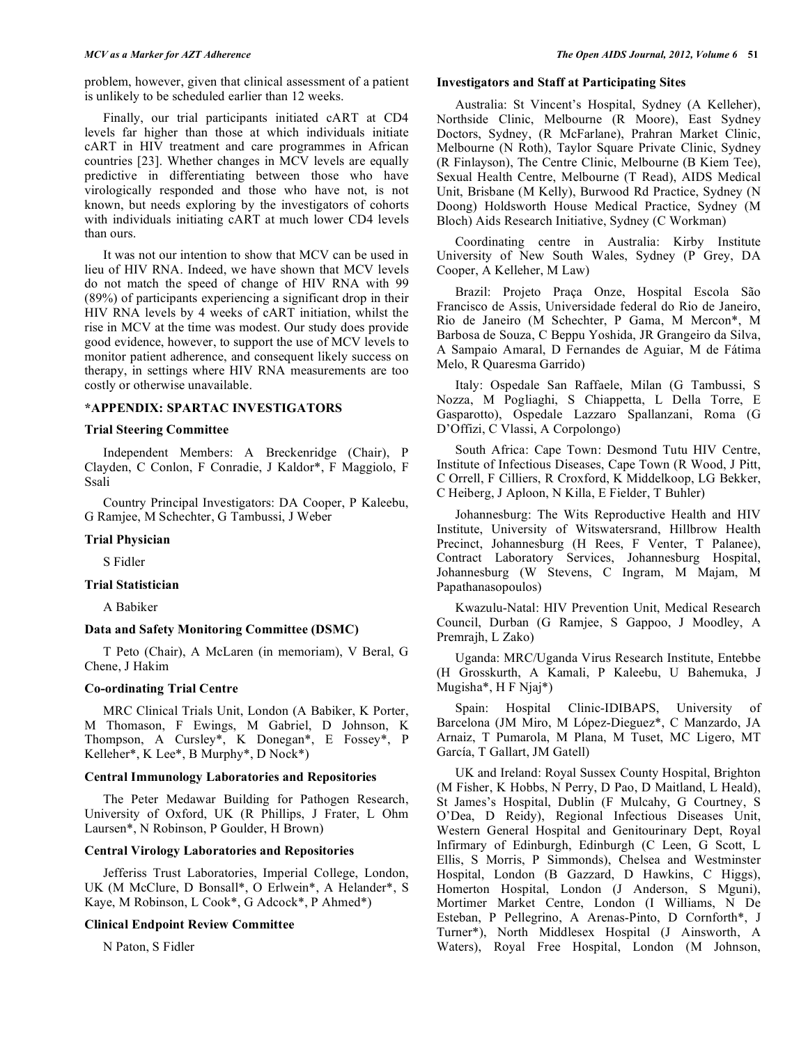problem, however, given that clinical assessment of a patient is unlikely to be scheduled earlier than 12 weeks.

Finally, our trial participants initiated cART at CD4 levels far higher than those at which individuals initiate cART in HIV treatment and care programmes in African countries [23]. Whether changes in MCV levels are equally predictive in differentiating between those who have virologically responded and those who have not, is not known, but needs exploring by the investigators of cohorts with individuals initiating cART at much lower CD4 levels than ours.

It was not our intention to show that MCV can be used in lieu of HIV RNA. Indeed, we have shown that MCV levels do not match the speed of change of HIV RNA with 99 (89%) of participants experiencing a significant drop in their HIV RNA levels by 4 weeks of cART initiation, whilst the rise in MCV at the time was modest. Our study does provide good evidence, however, to support the use of MCV levels to monitor patient adherence, and consequent likely success on therapy, in settings where HIV RNA measurements are too costly or otherwise unavailable.

## *APPENDIX: SPARTAC INVESTIGATORS

### Trial Steering Committee

Independent Members: A Breckenridge (Chair), P Clayden, C Conlon, F Conradie, J Kaldor*, F Maggiolo, F Ssali

Country Principal Investigators: DA Cooper, P Kaleebu, G Ramjee, M Schechter, G Tambussi, J Weber

### Trial Physician

S Fidler

### Trial Statistician

A Babiker

### Data and Safety Monitoring Committee (DSMC)

T Peto (Chair), A McLaren (in memoriam), V Beral, G Chene, J Hakim

### Co-ordinating Trial Centre

MRC Clinical Trials Unit, London (A Babiker, K Porter, M Thomason, F Ewings, M Gabriel, D Johnson, K Thompson, A Cursley*, K Donegan*, E Fossey*, P Kelleher*, K Lee*, B Murphy*, D Nock*)

### Central Immunology Laboratories and Repositories

The Peter Medawar Building for Pathogen Research, University of Oxford, UK (R Phillips, J Frater, L Ohm Laursen*, N Robinson, P Goulder, H Brown)

### Central Virology Laboratories and Repositories

Jefferiss Trust Laboratories, Imperial College, London, UK (M McClure, D Bonsall*, O Erlwein*, A Helander*, S Kaye, M Robinson, L Cook*, G Adcock*, P Ahmed*)

### Clinical Endpoint Review Committee

N Paton, S Fidler

### Investigators and Staff at Participating Sites

Australia: St Vincent's Hospital, Sydney (A Kelleher), Northside Clinic, Melbourne (R Moore), East Sydney Doctors, Sydney, (R McFarlane), Prahran Market Clinic, Melbourne (N Roth), Taylor Square Private Clinic, Sydney (R Finlayson), The Centre Clinic, Melbourne (B Kiem Tee), Sexual Health Centre, Melbourne (T Read), AIDS Medical Unit, Brisbane (M Kelly), Burwood Rd Practice, Sydney (N Doong) Holdsworth House Medical Practice, Sydney (M Bloch) Aids Research Initiative, Sydney (C Workman)

Coordinating centre in Australia: Kirby Institute University of New South Wales, Sydney (P Grey, DA Cooper, A Kelleher, M Law)

Brazil: Projeto Praça Onze, Hospital Escola São Francisco de Assis, Universidade federal do Rio de Janeiro, Rio de Janeiro (M Schechter, P Gama, M Mercon*, M Barbosa de Souza, C Beppu Yoshida, JR Grangeiro da Silva, A Sampaio Amaral, D Fernandes de Aguiar, M de Fátima Melo, R Quaresma Garrido)

Italy: Ospedale San Raffaele, Milan (G Tambussi, S Nozza, M Pogliaghi, S Chiappetta, L Della Torre, E Gasparotto), Ospedale Lazzaro Spallanzani, Roma (G D'Offizi, C Vlassi, A Corpolongo)

South Africa: Cape Town: Desmond Tutu HIV Centre, Institute of Infectious Diseases, Cape Town (R Wood, J Pitt, C Orrell, F Cilliers, R Croxford, K Middelkoop, LG Bekker, C Heiberg, J Aploon, N Killa, E Fielder, T Buhler)

Johannesburg: The Wits Reproductive Health and HIV Institute, University of Witswatersrand, Hillbrow Health Precinct, Johannesburg (H Rees, F Venter, T Palanee), Contract Laboratory Services, Johannesburg Hospital, Johannesburg (W Stevens, C Ingram, M Majam, M Papathanasopoulos)

Kwazulu-Natal: HIV Prevention Unit, Medical Research Council, Durban (G Ramjee, S Gappoo, J Moodley, A Premrajh, L Zako)

Uganda: MRC/Uganda Virus Research Institute, Entebbe (H Grosskurth, A Kamali, P Kaleebu, U Bahemuka, J Mugisha*, H F Njaj*)

Spain: Hospital Clinic-IDIBAPS, University of Barcelona (JM Miro, M López-Dieguez*, C Manzardo, JA Arnaiz, T Pumarola, M Plana, M Tuset, MC Ligero, MT García, T Gallart, JM Gatell)

UK and Ireland: Royal Sussex County Hospital, Brighton (M Fisher, K Hobbs, N Perry, D Pao, D Maitland, L Heald), St James's Hospital, Dublin (F Mulcahy, G Courtney, S O'Dea, D Reidy), Regional Infectious Diseases Unit, Western General Hospital and Genitourinary Dept, Royal Infirmary of Edinburgh, Edinburgh (C Leen, G Scott, L Ellis, S Morris, P Simmonds), Chelsea and Westminster Hospital, London (B Gazzard, D Hawkins, C Higgs), Homerton Hospital, London (J Anderson, S Mguni), Mortimer Market Centre, London (I Williams, N De Esteban, P Pellegrino, A Arenas-Pinto, D Cornforth*, J Turner*), North Middlesex Hospital (J Ainsworth, A Waters), Royal Free Hospital, London (M Johnson,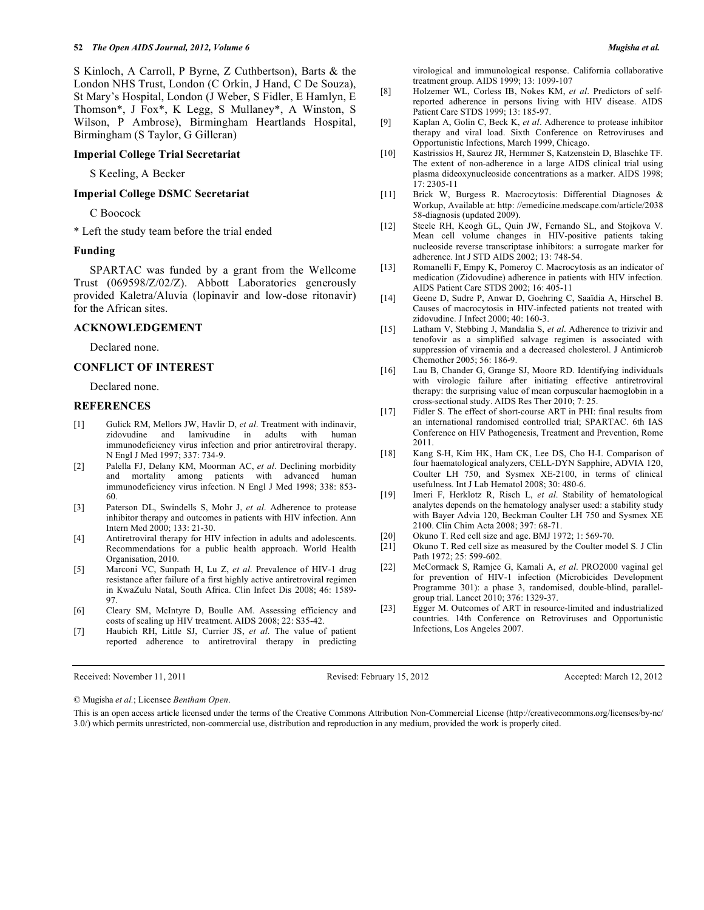S Kinloch, A Carroll, P Byrne, Z Cuthbertson), Barts & the London NHS Trust, London (C Orkin, J Hand, C De Souza), St Mary's Hospital, London (J Weber, S Fidler, E Hamlyn, E Thomson*, J Fox*, K Legg, S Mullaney*, A Winston, S Wilson, P Ambrose), Birmingham Heartlands Hospital, Birmingham (S Taylor, G Gilleran)

### Imperial College Trial Secretariat

S Keeling, A Becker

### Imperial College DSMC Secretariat

C Boocock

* Left the study team before the trial ended

### Funding

SPARTAC was funded by a grant from the Wellcome Trust (069598/Z/02/Z). Abbott Laboratories generously provided Kaletra/Aluvia (lopinavir and low-dose ritonavir) for the African sites.

## ACKNOWLEDGEMENT

Declared none.

## CONFLICT OF INTEREST

Declared none.

## REFERENCES

[1] Gulick RM, Mellors JW, Havlir D, *et al*. Treatment with indinavir, zidovudine and lamivudine in adults with human immunodeficiency virus infection and prior antiretroviral therapy. N Engl J Med 1997; 337: 734-9.

[2] Palella FJ, Delany KM, Moorman AC, *et al.* Declining morbidity and mortality among patients with advanced human immunodeficiency virus infection. N Engl J Med 1998; 338: 853-60.

[3] Paterson DL, Swindells S, Mohr J, *et al*. Adherence to protease inhibitor therapy and outcomes in patients with HIV infection. Ann Intern Med 2000; 133: 21-30.

[4] Antiretroviral therapy for HIV infection in adults and adolescents. Recommendations for a public health approach. World Health Organisation, 2010.

[5] Marconi VC, Sunpath H, Lu Z, *et al*. Prevalence of HIV-1 drug resistance after failure of a first highly active antiretroviral regimen in KwaZulu Natal, South Africa. Clin Infect Dis 2008; 46: 1589-97.

[6] Cleary SM, McIntyre D, Boulle AM. Assessing efficiency and costs of scaling up HIV treatment. AIDS 2008; 22: S35-42.

[7] Haubich RH, Little SJ, Currier JS, *et al.* The value of patient reported adherence to antiretroviral therapy in predicting virological and immunological response. California collaborative treatment group. AIDS 1999; 13: 1099-107

[8] Holzemer WL, Corless IB, Nokes KM, *et al*. Predictors of self-reported adherence in persons living with HIV disease. AIDS Patient Care STDS 1999; 13: 185-97.

[9] Kaplan A, Golin C, Beck K, *et al*. Adherence to protease inhibitor therapy and viral load. Sixth Conference on Retroviruses and Opportunistic Infections, March 1999, Chicago.

[10] Kastrissios H, Saurez JR, Hermmer S, Katzenstein D, Blaschke TF. The extent of non-adherence in a large AIDS clinical trial using plasma dideoxynucleoside concentrations as a marker. AIDS 1998; 17: 2305-11

[11] Brick W, Burgess R. Macrocytosis: Differential Diagnoses & Workup, Available at: http: //emedicine.medscape.com/article/203858-diagnosis (updated 2009).

[12] Steele RH, Keogh GL, Quin JW, Fernando SL, and Stojkova V. Mean cell volume changes in HIV-positive patients taking nucleoside reverse transcriptase inhibitors: a surrogate marker for adherence. Int J STD AIDS 2002; 13: 748-54.

[13] Romanelli F, Empy K, Pomeroy C. Macrocytosis as an indicator of medication (Zidovudine) adherence in patients with HIV infection. AIDS Patient Care STDS 2002; 16: 405-11

[14] Geene D, Sudre P, Anwar D, Goehring C, Saaïdia A, Hirschel B. Causes of macrocytosis in HIV-infected patients not treated with zidovudine. J Infect 2000; 40: 160-3.

[15] Latham V, Stebbing J, Mandalia S, *et al*. Adherence to trizivir and tenofovir as a simplified salvage regimen is associated with suppression of viraemia and a decreased cholesterol. J Antimicrob Chemother 2005; 56: 186-9.

[16] Lau B, Chander G, Grange SJ, Moore RD. Identifying individuals with virologic failure after initiating effective antiretroviral therapy: the surprising value of mean corpuscular haemoglobin in a cross-sectional study. AIDS Res Ther 2010; 7: 25.

[17] Fidler S. The effect of short-course ART in PHI: final results from an international randomised controlled trial; SPARTAC. 6th IAS Conference on HIV Pathogenesis, Treatment and Prevention, Rome 2011.

[18] Kang S-H, Kim HK, Ham CK, Lee DS, Cho H-I. Comparison of four haematological analyzers, CELL-DYN Sapphire, ADVIA 120, Coulter LH 750, and Sysmex XE-2100, in terms of clinical usefulness. Int J Lab Hematol 2008; 30: 480-6.

[19] Imeri F, Herklotz R, Risch L, *et al*. Stability of hematological analytes depends on the hematology analyser used: a stability study with Bayer Advia 120, Beckman Coulter LH 750 and Sysmex XE 2100. Clin Chim Acta 2008; 397: 68-71.

[20] Okuno T. Red cell size and age. BMJ 1972; 1: 569-70.

[21] Okuno T. Red cell size as measured by the Coulter model S. J Clin Path 1972; 25: 599-602.

[22] McCormack S, Ramjee G, Kamali A, *et al*. PRO2000 vaginal gel for prevention of HIV-1 infection (Microbicides Development Programme 301): a phase 3, randomised, double-blind, parallel-group trial. Lancet 2010; 376: 1329-37.

[23] Egger M. Outcomes of ART in resource-limited and industrialized countries. 14th Conference on Retroviruses and Opportunistic Infections, Los Angeles 2007.

Received: November 11, 2011 Revised: February 15, 2012 Accepted: March 12, 2012

© Mugisha *et al.*; Licensee *Bentham Open*.

This is an open access article licensed under the terms of the Creative Commons Attribution Non-Commercial License (http://creativecommons.org/licenses/by-nc/3.0/) which permits unrestricted, non-commercial use, distribution and reproduction in any medium, provided the work is properly cited.